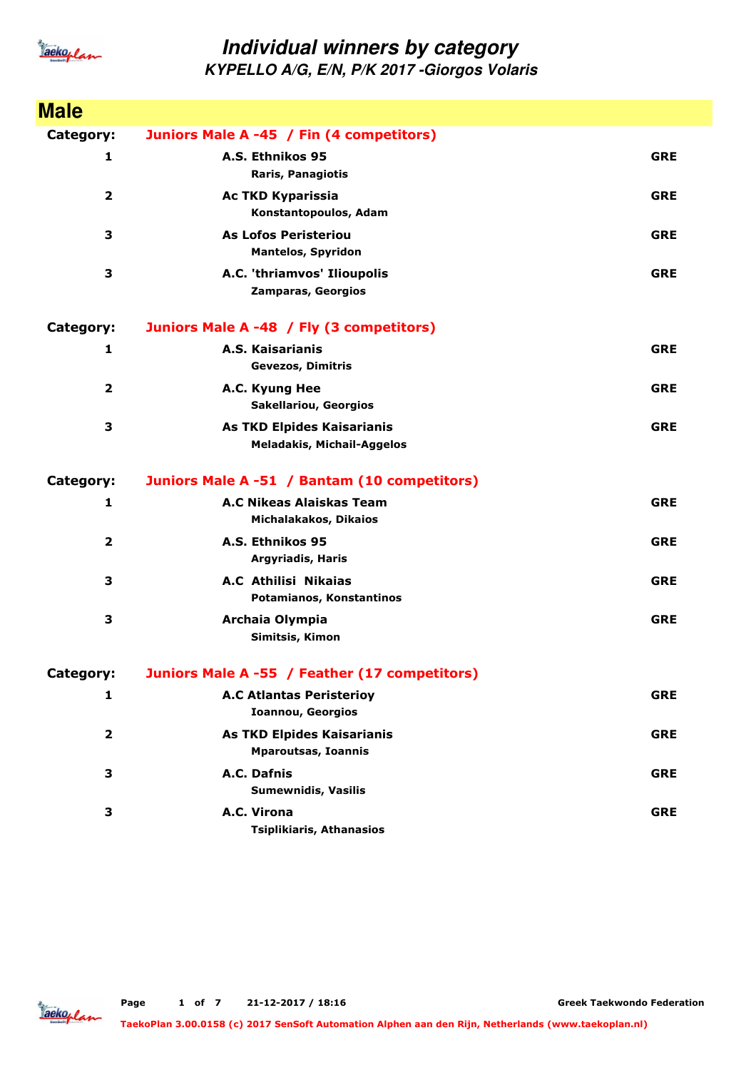# Individual winners by category

## KYPELLO A/G, E/N, P/K 2017 -Giorgos Volaris

## Male

**Category:** Juniors Male A -45 / Fin (4 competitors)

| Place | Club / Name | Country |
|---|---|---|
| 1 | **A.S. Ethnikos 95**<br>Raris, Panagiotis | GRE |
| 2 | **Ac TKD Kyparissia**<br>Konstantopoulos, Adam | GRE |
| 3 | **As Lofos Peristeriou**<br>Mantelos, Spyridon | GRE |
| 3 | **A.C. 'thriamvos' Ilioupolis**<br>Zamparas, Georgios | GRE |

**Category:** Juniors Male A -48 / Fly (3 competitors)

| Place | Club / Name | Country |
|---|---|---|
| 1 | **A.S. Kaisarianis**<br>Gevezos, Dimitris | GRE |
| 2 | **A.C. Kyung Hee**<br>Sakellariou, Georgios | GRE |
| 3 | **As TKD Elpides Kaisarianis**<br>Meladakis, Michail-Aggelos | GRE |

**Category:** Juniors Male A -51 / Bantam (10 competitors)

| Place | Club / Name | Country |
|---|---|---|
| 1 | **A.C Nikeas Alaiskas Team**<br>Michalakakos, Dikaios | GRE |
| 2 | **A.S. Ethnikos 95**<br>Argyriadis, Haris | GRE |
| 3 | **A.C Athilisi Nikaias**<br>Potamianos, Konstantinos | GRE |
| 3 | **Archaia Olympia**<br>Simitsis, Kimon | GRE |

**Category:** Juniors Male A -55 / Feather (17 competitors)

| Place | Club / Name | Country |
|---|---|---|
| 1 | **A.C Atlantas Peristerioy**<br>Ioannou, Georgios | GRE |
| 2 | **As TKD Elpides Kaisarianis**<br>Mparoutsas, Ioannis | GRE |
| 3 | **A.C. Dafnis**<br>Sumewnidis, Vasilis | GRE |
| 3 | **A.C. Virona**<br>Tsiplikiaris, Athanasios | GRE |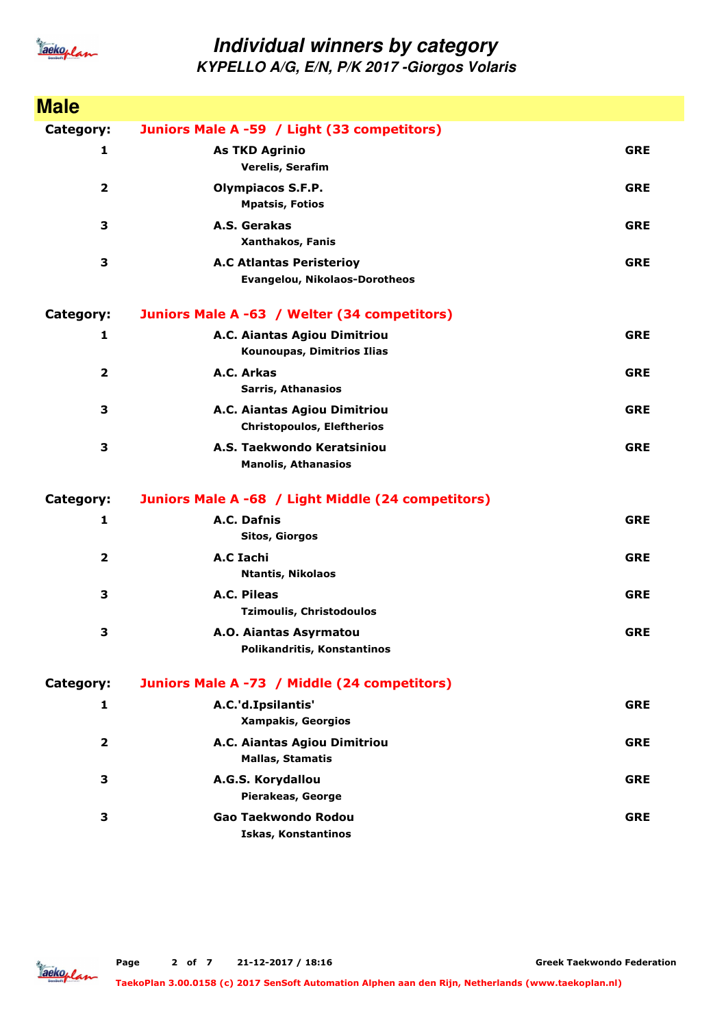# Individual winners by category

## KYPELLO A/G, E/N, P/K 2017 -Giorgos Volaris

## Male

**Category: Juniors Male A -59 / Light (33 competitors)**

| Place | Club / Name | Country |
|---|---|---|
| 1 | **As TKD Agrinio**<br>Verelis, Serafim | GRE |
| 2 | **Olympiacos S.F.P.**<br>Mpatsis, Fotios | GRE |
| 3 | **A.S. Gerakas**<br>Xanthakos, Fanis | GRE |
| 3 | **A.C Atlantas Peristerioy**<br>Evangelou, Nikolaos-Dorotheos | GRE |

**Category: Juniors Male A -63 / Welter (34 competitors)**

| Place | Club / Name | Country |
|---|---|---|
| 1 | **A.C. Aiantas Agiou Dimitriou**<br>Kounoupas, Dimitrios Ilias | GRE |
| 2 | **A.C. Arkas**<br>Sarris, Athanasios | GRE |
| 3 | **A.C. Aiantas Agiou Dimitriou**<br>Christopoulos, Eleftherios | GRE |
| 3 | **A.S. Taekwondo Keratsiniou**<br>Manolis, Athanasios | GRE |

**Category: Juniors Male A -68 / Light Middle (24 competitors)**

| Place | Club / Name | Country |
|---|---|---|
| 1 | **A.C. Dafnis**<br>Sitos, Giorgos | GRE |
| 2 | **A.C Iachi**<br>Ntantis, Nikolaos | GRE |
| 3 | **A.C. Pileas**<br>Tzimoulis, Christodoulos | GRE |
| 3 | **A.O. Aiantas Asyrmatou**<br>Polikandritis, Konstantinos | GRE |

**Category: Juniors Male A -73 / Middle (24 competitors)**

| Place | Club / Name | Country |
|---|---|---|
| 1 | **A.C.'d.Ipsilantis'**<br>Xampakis, Georgios | GRE |
| 2 | **A.C. Aiantas Agiou Dimitriou**<br>Mallas, Stamatis | GRE |
| 3 | **A.G.S. Korydallou**<br>Pierakeas, George | GRE |
| 3 | **Gao Taekwondo Rodou**<br>Iskas, Konstantinos | GRE |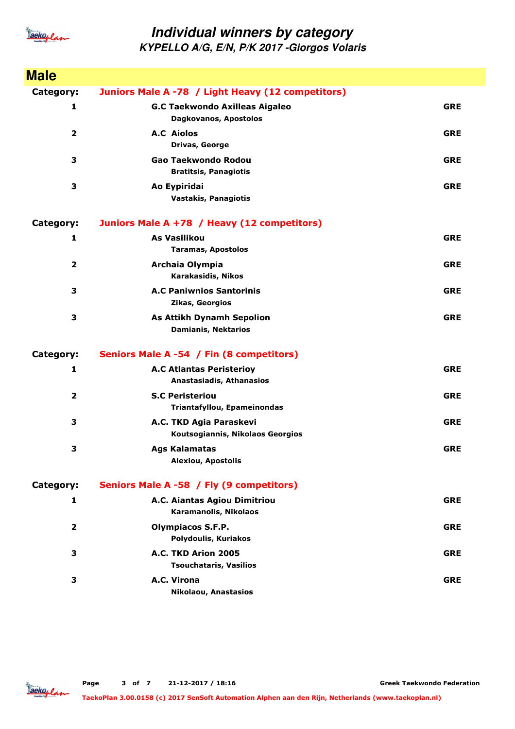# Individual winners by category

## KYPELLO A/G, E/N, P/K 2017 -Giorgos Volaris

## Male

**Category: Juniors Male A -78 / Light Heavy (12 competitors)**

| Place | Club / Name | Country |
|---|---|---|
| 1 | **G.C Taekwondo Axilleas Aigaleo**<br>Dagkovanos, Apostolos | GRE |
| 2 | **A.C Aiolos**<br>Drivas, George | GRE |
| 3 | **Gao Taekwondo Rodou**<br>Bratitsis, Panagiotis | GRE |
| 3 | **Ao Eypiridai**<br>Vastakis, Panagiotis | GRE |

**Category: Juniors Male A +78 / Heavy (12 competitors)**

| Place | Club / Name | Country |
|---|---|---|
| 1 | **As Vasilikou**<br>Taramas, Apostolos | GRE |
| 2 | **Archaia Olympia**<br>Karakasidis, Nikos | GRE |
| 3 | **A.C Paniwnios Santorinis**<br>Zikas, Georgios | GRE |
| 3 | **As Attikh Dynamh Sepolion**<br>Damianis, Nektarios | GRE |

**Category: Seniors Male A -54 / Fin (8 competitors)**

| Place | Club / Name | Country |
|---|---|---|
| 1 | **A.C Atlantas Peristerioy**<br>Anastasiadis, Athanasios | GRE |
| 2 | **S.C Peristeriou**<br>Triantafyllou, Epameinondas | GRE |
| 3 | **A.C. TKD Agia Paraskevi**<br>Koutsogiannis, Nikolaos Georgios | GRE |
| 3 | **Ags Kalamatas**<br>Alexiou, Apostolis | GRE |

**Category: Seniors Male A -58 / Fly (9 competitors)**

| Place | Club / Name | Country |
|---|---|---|
| 1 | **A.C. Aiantas Agiou Dimitriou**<br>Karamanolis, Nikolaos | GRE |
| 2 | **Olympiacos S.F.P.**<br>Polydoulis, Kuriakos | GRE |
| 3 | **A.C. TKD Arion 2005**<br>Tsouchataris, Vasilios | GRE |
| 3 | **A.C. Virona**<br>Nikolaou, Anastasios | GRE |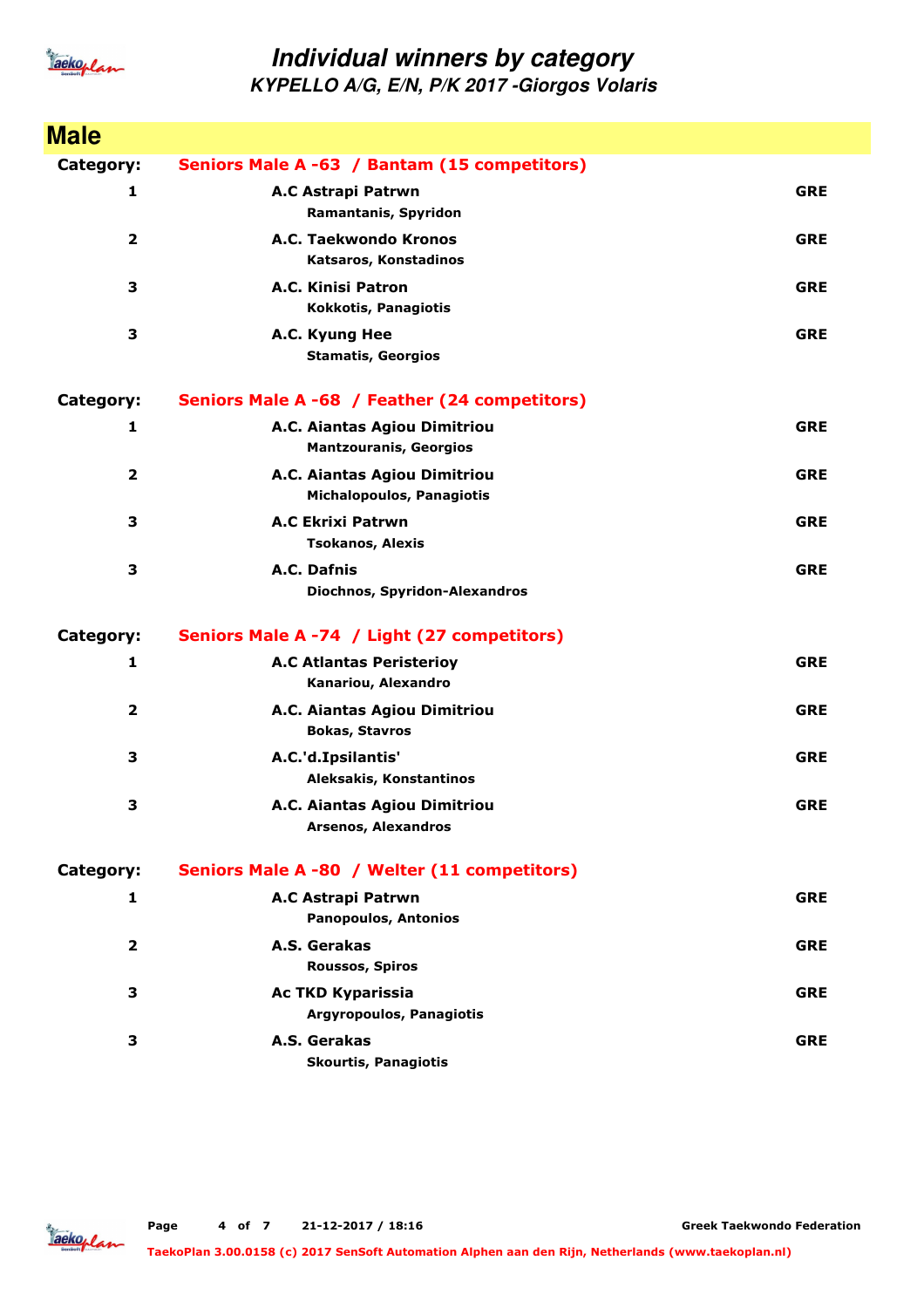# Individual winners by category

## KYPELLO A/G, E/N, P/K 2017 -Giorgos Volaris

## Male

**Category:** Seniors Male A -63 / Bantam (15 competitors)

| Place | Club / Name | Country |
|---|---|---|
| 1 | A.C Astrapi Patrwn<br>Ramantanis, Spyridon | GRE |
| 2 | A.C. Taekwondo Kronos<br>Katsaros, Konstadinos | GRE |
| 3 | A.C. Kinisi Patron<br>Kokkotis, Panagiotis | GRE |
| 3 | A.C. Kyung Hee<br>Stamatis, Georgios | GRE |

**Category:** Seniors Male A -68 / Feather (24 competitors)

| Place | Club / Name | Country |
|---|---|---|
| 1 | A.C. Aiantas Agiou Dimitriou<br>Mantzouranis, Georgios | GRE |
| 2 | A.C. Aiantas Agiou Dimitriou<br>Michalopoulos, Panagiotis | GRE |
| 3 | A.C Ekrixi Patrwn<br>Tsokanos, Alexis | GRE |
| 3 | A.C. Dafnis<br>Diochnos, Spyridon-Alexandros | GRE |

**Category:** Seniors Male A -74 / Light (27 competitors)

| Place | Club / Name | Country |
|---|---|---|
| 1 | A.C Atlantas Peristerioy<br>Kanariou, Alexandro | GRE |
| 2 | A.C. Aiantas Agiou Dimitriou<br>Bokas, Stavros | GRE |
| 3 | A.C.'d.Ipsilantis'<br>Aleksakis, Konstantinos | GRE |
| 3 | A.C. Aiantas Agiou Dimitriou<br>Arsenos, Alexandros | GRE |

**Category:** Seniors Male A -80 / Welter (11 competitors)

| Place | Club / Name | Country |
|---|---|---|
| 1 | A.C Astrapi Patrwn<br>Panopoulos, Antonios | GRE |
| 2 | A.S. Gerakas<br>Roussos, Spiros | GRE |
| 3 | Ac TKD Kyparissia<br>Argyropoulos, Panagiotis | GRE |
| 3 | A.S. Gerakas<br>Skourtis, Panagiotis | GRE |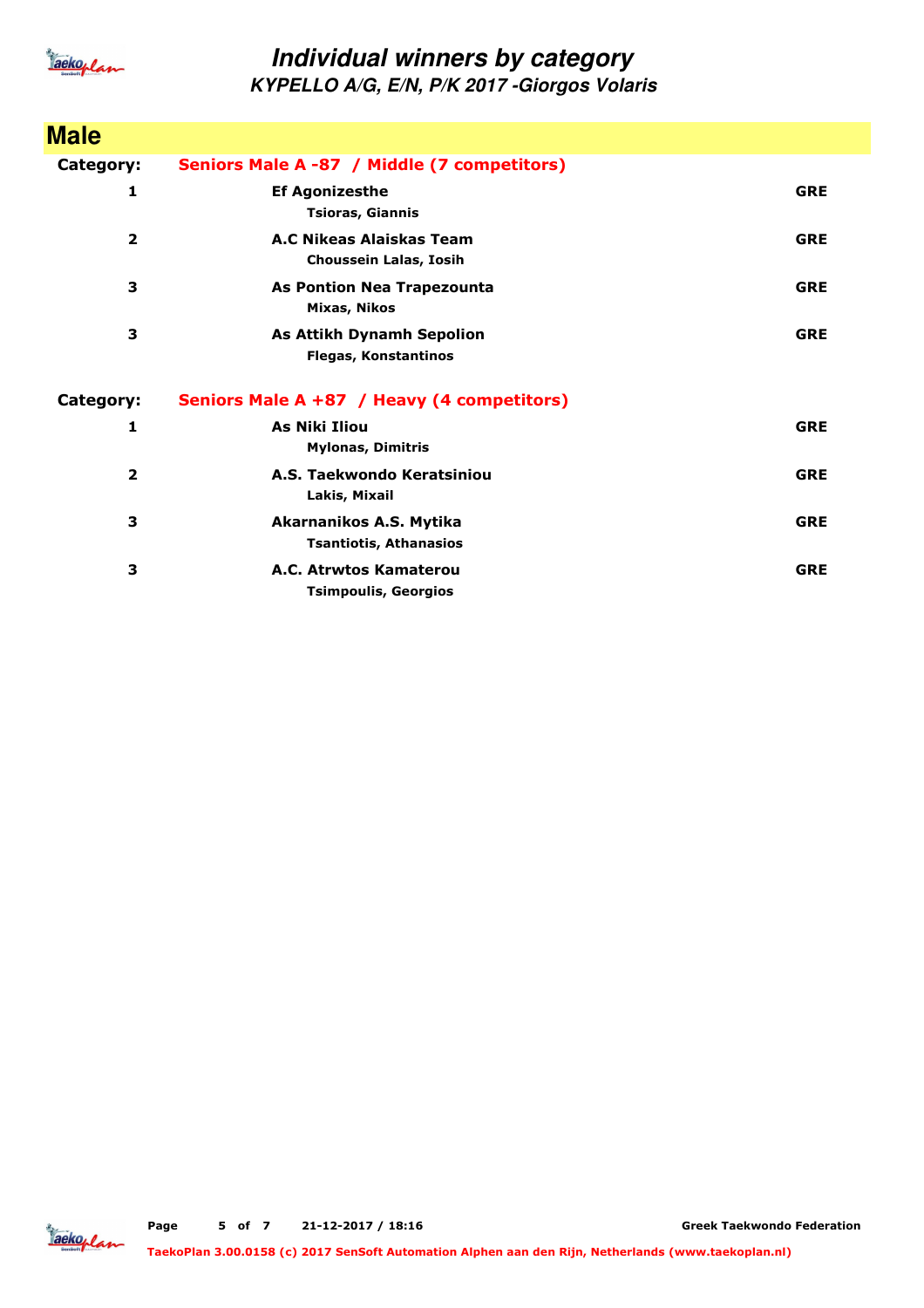# Individual winners by category

## KYPELLO A/G, E/N, P/K 2017 -Giorgos Volaris

## Male

**Category:** Seniors Male A -87 / Middle (7 competitors)

| Place | Club / Name | Country |
|---|---|---|
| 1 | **Ef Agonizesthe**<br>Tsioras, Giannis | GRE |
| 2 | **A.C Nikeas Alaiskas Team**<br>Choussein Lalas, Iosih | GRE |
| 3 | **As Pontion Nea Trapezounta**<br>Mixas, Nikos | GRE |
| 3 | **As Attikh Dynamh Sepolion**<br>Flegas, Konstantinos | GRE |

**Category:** Seniors Male A +87 / Heavy (4 competitors)

| Place | Club / Name | Country |
|---|---|---|
| 1 | **As Niki Iliou**<br>Mylonas, Dimitris | GRE |
| 2 | **A.S. Taekwondo Keratsiniou**<br>Lakis, Mixail | GRE |
| 3 | **Akarnanikos A.S. Mytika**<br>Tsantiotis, Athanasios | GRE |
| 3 | **A.C. Atrwtos Kamaterou**<br>Tsimpoulis, Georgios | GRE |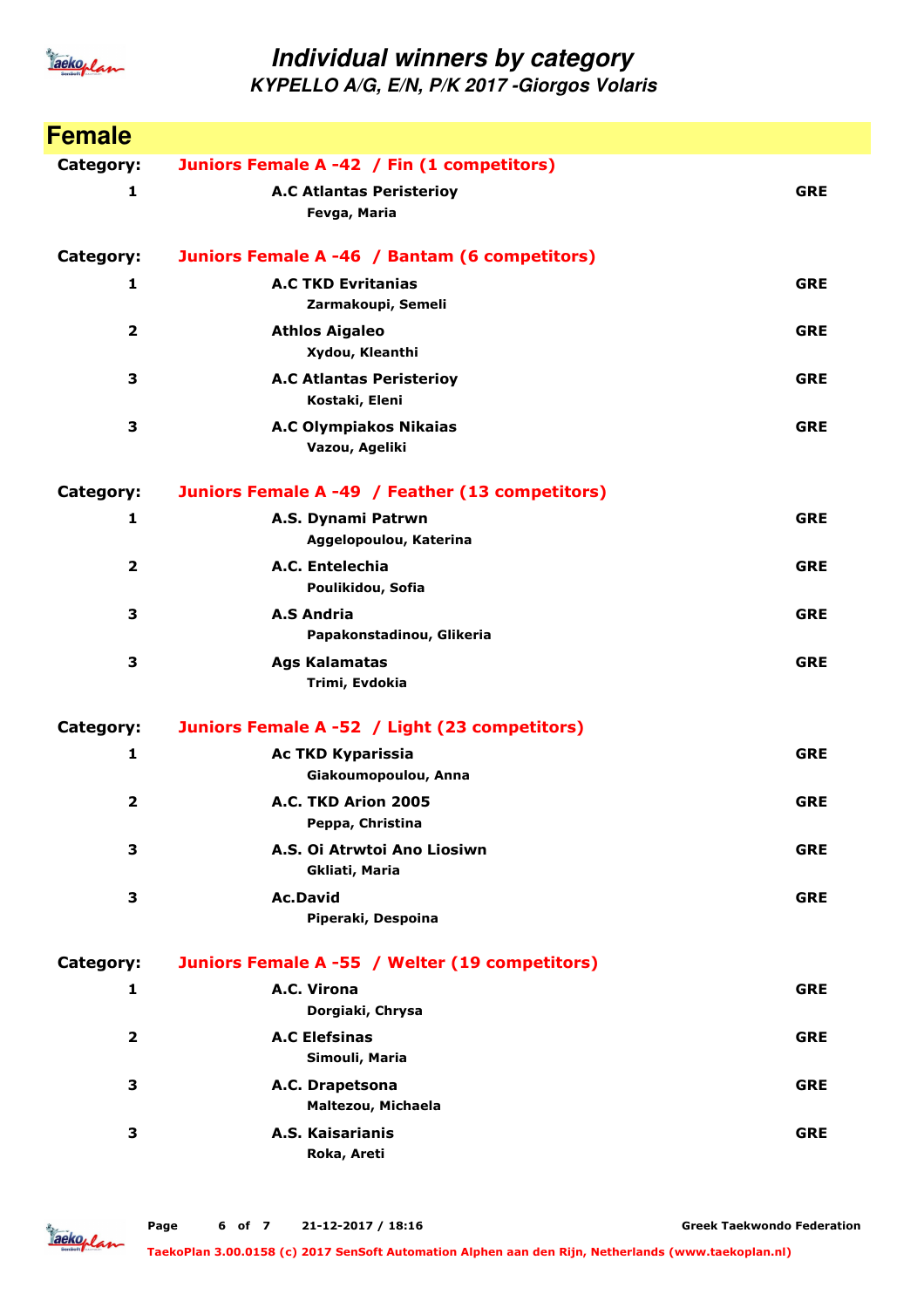# Individual winners by category

## KYPELLO A/G, E/N, P/K 2017 -Giorgos Volaris

## Female

**Category: Juniors Female A -42 / Fin (1 competitors)**

| Place | Club / Name | Country |
|---|---|---|
| 1 | A.C Atlantas Peristerioy<br>Fevga, Maria | GRE |

**Category: Juniors Female A -46 / Bantam (6 competitors)**

| Place | Club / Name | Country |
|---|---|---|
| 1 | A.C TKD Evritanias<br>Zarmakoupi, Semeli | GRE |
| 2 | Athlos Aigaleo<br>Xydou, Kleanthi | GRE |
| 3 | A.C Atlantas Peristerioy<br>Kostaki, Eleni | GRE |
| 3 | A.C Olympiakos Nikaias<br>Vazou, Ageliki | GRE |

**Category: Juniors Female A -49 / Feather (13 competitors)**

| Place | Club / Name | Country |
|---|---|---|
| 1 | A.S. Dynami Patrwn<br>Aggelopoulou, Katerina | GRE |
| 2 | A.C. Entelechia<br>Poulikidou, Sofia | GRE |
| 3 | A.S Andria<br>Papakonstadinou, Glikeria | GRE |
| 3 | Ags Kalamatas<br>Trimi, Evdokia | GRE |

**Category: Juniors Female A -52 / Light (23 competitors)**

| Place | Club / Name | Country |
|---|---|---|
| 1 | Ac TKD Kyparissia<br>Giakoumopoulou, Anna | GRE |
| 2 | A.C. TKD Arion 2005<br>Peppa, Christina | GRE |
| 3 | A.S. Oi Atrwtoi Ano Liosiwn<br>Gkliati, Maria | GRE |
| 3 | Ac.David<br>Piperaki, Despoina | GRE |

**Category: Juniors Female A -55 / Welter (19 competitors)**

| Place | Club / Name | Country |
|---|---|---|
| 1 | A.C. Virona<br>Dorgiaki, Chrysa | GRE |
| 2 | A.C Elefsinas<br>Simouli, Maria | GRE |
| 3 | A.C. Drapetsona<br>Maltezou, Michaela | GRE |
| 3 | A.S. Kaisarianis<br>Roka, Areti | GRE |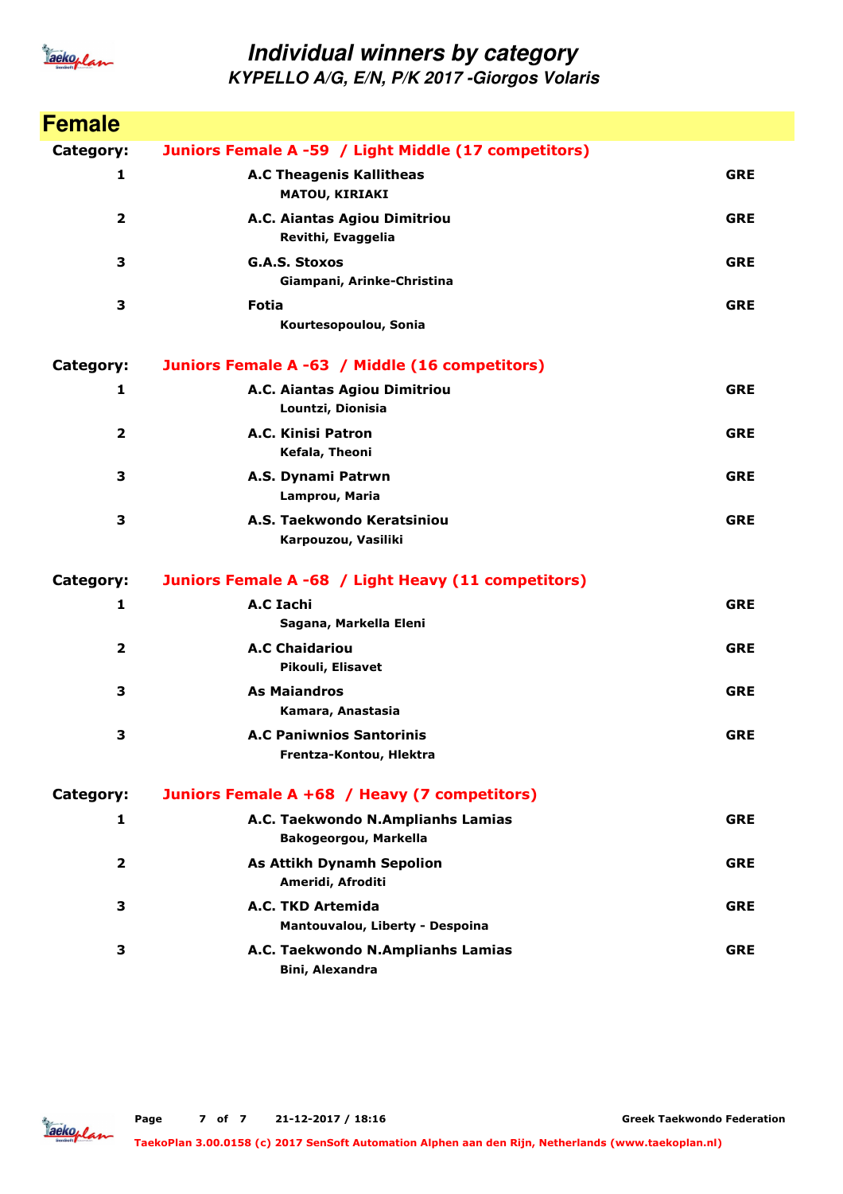# Individual winners by category

## KYPELLO A/G, E/N, P/K 2017 -Giorgos Volaris

## Female

**Category: Juniors Female A -59 / Light Middle (17 competitors)**

| | | |
|---|---|---|
| 1 | A.C Theagenis Kallitheas<br>MATOU, KIRIAKI | GRE |
| 2 | A.C. Aiantas Agiou Dimitriou<br>Revithi, Evaggelia | GRE |
| 3 | G.A.S. Stoxos<br>Giampani, Arinke-Christina | GRE |
| 3 | Fotia<br>Kourtesopoulou, Sonia | GRE |

**Category: Juniors Female A -63 / Middle (16 competitors)**

| | | |
|---|---|---|
| 1 | A.C. Aiantas Agiou Dimitriou<br>Lountzi, Dionisia | GRE |
| 2 | A.C. Kinisi Patron<br>Kefala, Theoni | GRE |
| 3 | A.S. Dynami Patrwn<br>Lamprou, Maria | GRE |
| 3 | A.S. Taekwondo Keratsiniou<br>Karpouzou, Vasiliki | GRE |

**Category: Juniors Female A -68 / Light Heavy (11 competitors)**

| | | |
|---|---|---|
| 1 | A.C Iachi<br>Sagana, Markella Eleni | GRE |
| 2 | A.C Chaidariou<br>Pikouli, Elisavet | GRE |
| 3 | As Maiandros<br>Kamara, Anastasia | GRE |
| 3 | A.C Paniwnios Santorinis<br>Frentza-Kontou, Hlektra | GRE |

**Category: Juniors Female A +68 / Heavy (7 competitors)**

| | | |
|---|---|---|
| 1 | A.C. Taekwondo N.Amplianhs Lamias<br>Bakogeorgou, Markella | GRE |
| 2 | As Attikh Dynamh Sepolion<br>Ameridi, Afroditi | GRE |
| 3 | A.C. TKD Artemida<br>Mantouvalou, Liberty - Despoina | GRE |
| 3 | A.C. Taekwondo N.Amplianhs Lamias<br>Bini, Alexandra | GRE |